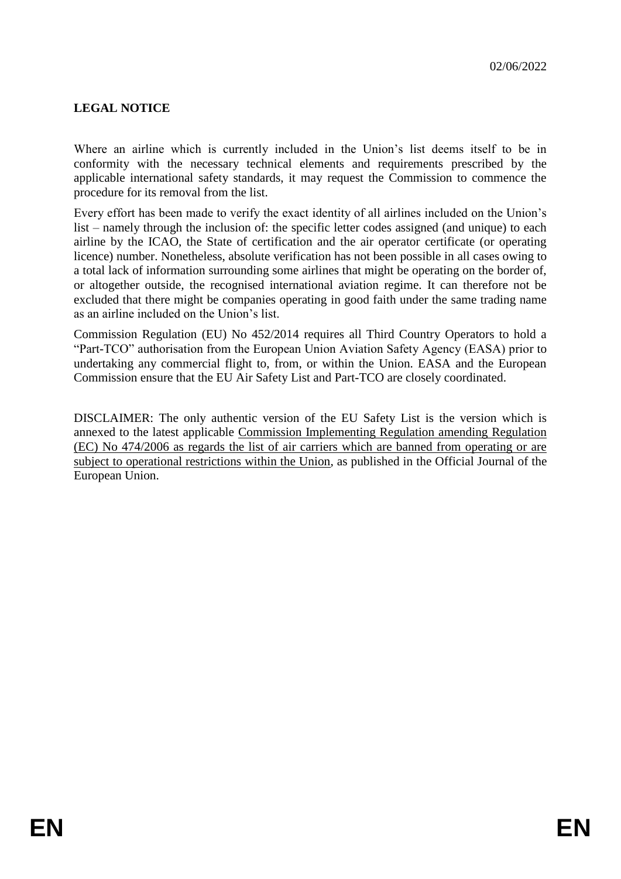02/06/2022

**LEGAL NOTICE**

Where an airline which is currently included in the Union's list deems itself to be in conformity with the necessary technical elements and requirements prescribed by the applicable international safety standards, it may request the Commission to commence the procedure for its removal from the list.

Every effort has been made to verify the exact identity of all airlines included on the Union's list – namely through the inclusion of: the specific letter codes assigned (and unique) to each airline by the ICAO, the State of certification and the air operator certificate (or operating licence) number. Nonetheless, absolute verification has not been possible in all cases owing to a total lack of information surrounding some airlines that might be operating on the border of, or altogether outside, the recognised international aviation regime. It can therefore not be excluded that there might be companies operating in good faith under the same trading name as an airline included on the Union's list.

Commission Regulation (EU) No 452/2014 requires all Third Country Operators to hold a "Part-TCO" authorisation from the European Union Aviation Safety Agency (EASA) prior to undertaking any commercial flight to, from, or within the Union. EASA and the European Commission ensure that the EU Air Safety List and Part-TCO are closely coordinated.

DISCLAIMER: The only authentic version of the EU Safety List is the version which is annexed to the latest applicable Commission Implementing Regulation amending Regulation (EC) No 474/2006 as regards the list of air carriers which are banned from operating or are subject to operational restrictions within the Union, as published in the Official Journal of the European Union.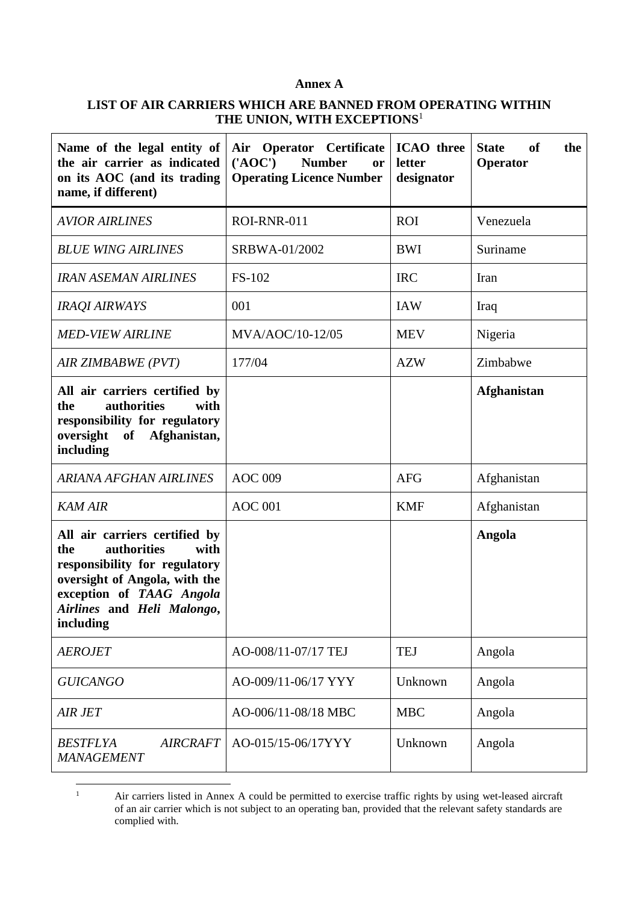**Annex A**

**LIST OF AIR CARRIERS WHICH ARE BANNED FROM OPERATING WITHIN THE UNION, WITH EXCEPTIONS**[1]

| Name of the legal entity of the air carrier as indicated on its AOC (and its trading name, if different) | Air Operator Certificate ('AOC') Number or Operating Licence Number | ICAO three letter designator | State of the Operator |
|---|---|---|---|
| *AVIOR AIRLINES* | ROI-RNR-011 | ROI | Venezuela |
| *BLUE WING AIRLINES* | SRBWA-01/2002 | BWI | Suriname |
| *IRAN ASEMAN AIRLINES* | FS-102 | IRC | Iran |
| *IRAQI AIRWAYS* | 001 | IAW | Iraq |
| *MED-VIEW AIRLINE* | MVA/AOC/10-12/05 | MEV | Nigeria |
| *AIR ZIMBABWE (PVT)* | 177/04 | AZW | Zimbabwe |
| **All air carriers certified by the authorities with responsibility for regulatory oversight of Afghanistan, including** | | | **Afghanistan** |
| *ARIANA AFGHAN AIRLINES* | AOC 009 | AFG | Afghanistan |
| *KAM AIR* | AOC 001 | KMF | Afghanistan |
| **All air carriers certified by the authorities with responsibility for regulatory oversight of Angola, with the exception of *TAAG Angola Airlines* and *Heli Malongo*, including** | | | **Angola** |
| *AEROJET* | AO-008/11-07/17 TEJ | TEJ | Angola |
| *GUICANGO* | AO-009/11-06/17 YYY | Unknown | Angola |
| *AIR JET* | AO-006/11-08/18 MBC | MBC | Angola |
| *BESTFLYA AIRCRAFT MANAGEMENT* | AO-015/15-06/17YYY | Unknown | Angola |

[1] Air carriers listed in Annex A could be permitted to exercise traffic rights by using wet-leased aircraft of an air carrier which is not subject to an operating ban, provided that the relevant safety standards are complied with.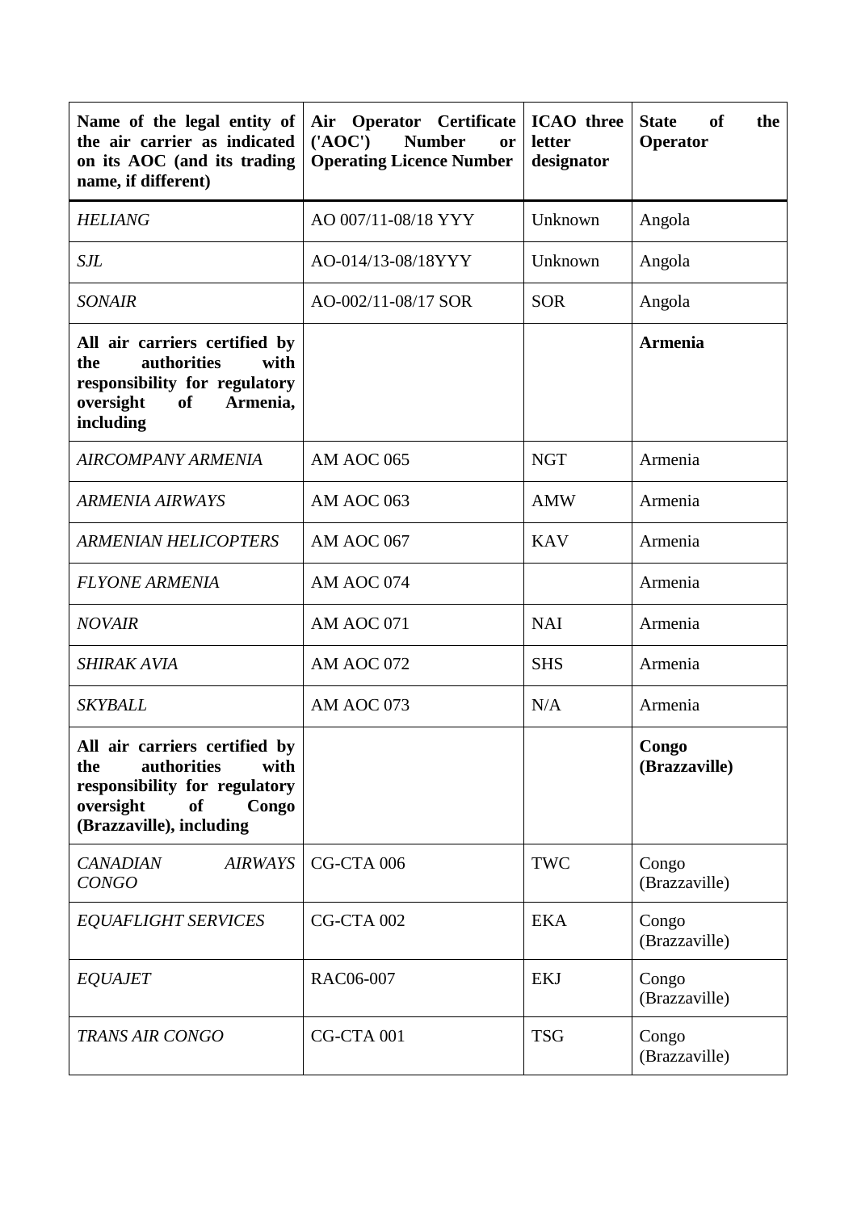| Name of the legal entity of the air carrier as indicated on its AOC (and its trading name, if different) | Air Operator Certificate ('AOC') Number or Operating Licence Number | ICAO three letter designator | State of the Operator |
|---|---|---|---|
| *HELIANG* | AO 007/11-08/18 YYY | Unknown | Angola |
| *SJL* | AO-014/13-08/18YYY | Unknown | Angola |
| *SONAIR* | AO-002/11-08/17 SOR | SOR | Angola |
| **All air carriers certified by the authorities with responsibility for regulatory oversight of Armenia, including** | | | **Armenia** |
| *AIRCOMPANY ARMENIA* | AM AOC 065 | NGT | Armenia |
| *ARMENIA AIRWAYS* | AM AOC 063 | AMW | Armenia |
| *ARMENIAN HELICOPTERS* | AM AOC 067 | KAV | Armenia |
| *FLYONE ARMENIA* | AM AOC 074 | | Armenia |
| *NOVAIR* | AM AOC 071 | NAI | Armenia |
| *SHIRAK AVIA* | AM AOC 072 | SHS | Armenia |
| *SKYBALL* | AM AOC 073 | N/A | Armenia |
| **All air carriers certified by the authorities with responsibility for regulatory oversight of Congo (Brazzaville), including** | | | **Congo (Brazzaville)** |
| *CANADIAN AIRWAYS CONGO* | CG-CTA 006 | TWC | Congo (Brazzaville) |
| *EQUAFLIGHT SERVICES* | CG-CTA 002 | EKA | Congo (Brazzaville) |
| *EQUAJET* | RAC06-007 | EKJ | Congo (Brazzaville) |
| *TRANS AIR CONGO* | CG-CTA 001 | TSG | Congo (Brazzaville) |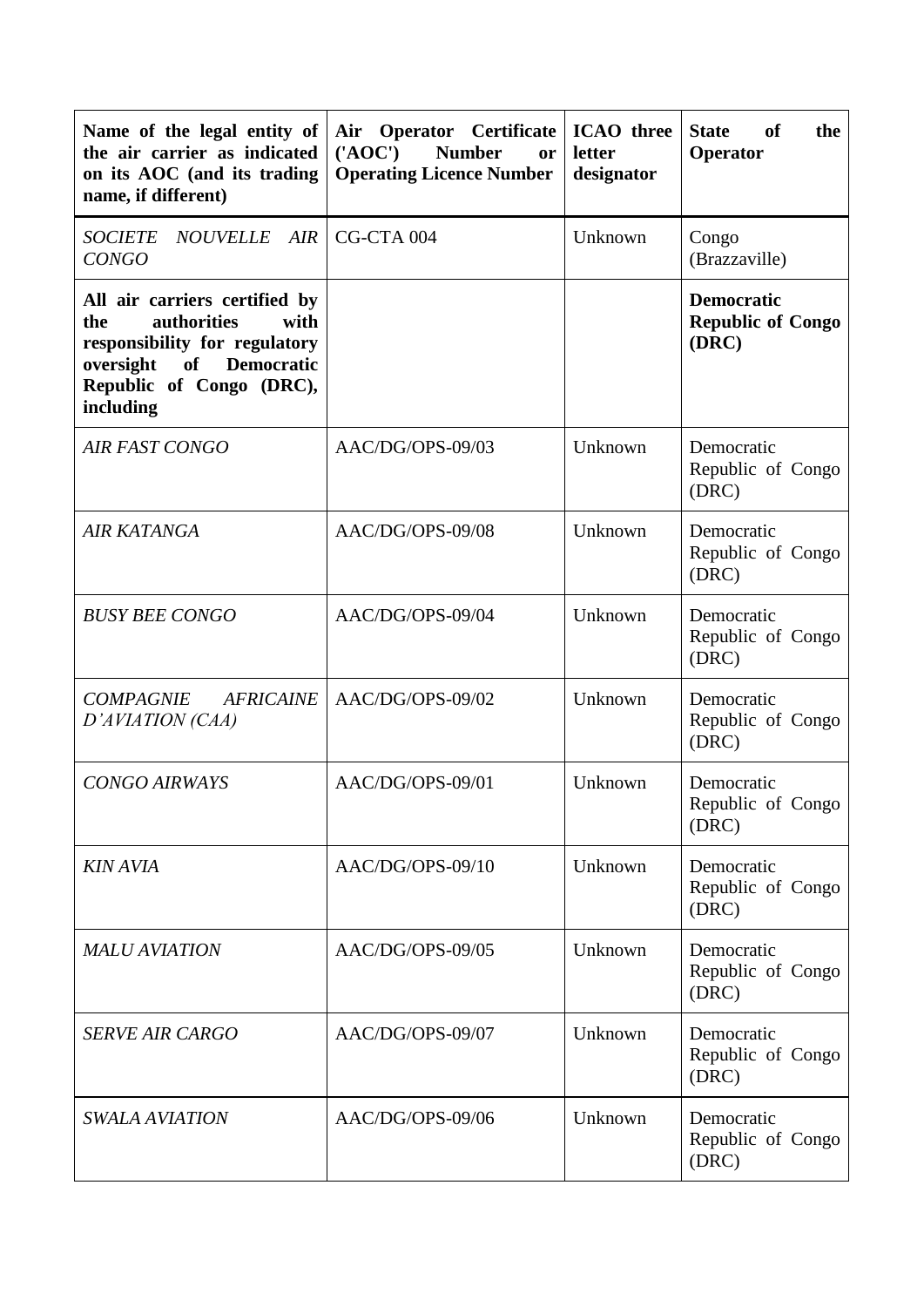| Name of the legal entity of the air carrier as indicated on its AOC (and its trading name, if different) | Air Operator Certificate ('AOC') Number or Operating Licence Number | ICAO three letter designator | State of the Operator |
|---|---|---|---|
| *SOCIETE NOUVELLE AIR CONGO* | CG-CTA 004 | Unknown | Congo (Brazzaville) |
| **All air carriers certified by the authorities with responsibility for regulatory oversight of Democratic Republic of Congo (DRC), including** | | | **Democratic Republic of Congo (DRC)** |
| *AIR FAST CONGO* | AAC/DG/OPS-09/03 | Unknown | Democratic Republic of Congo (DRC) |
| *AIR KATANGA* | AAC/DG/OPS-09/08 | Unknown | Democratic Republic of Congo (DRC) |
| *BUSY BEE CONGO* | AAC/DG/OPS-09/04 | Unknown | Democratic Republic of Congo (DRC) |
| *COMPAGNIE AFRICAINE D'AVIATION (CAA)* | AAC/DG/OPS-09/02 | Unknown | Democratic Republic of Congo (DRC) |
| *CONGO AIRWAYS* | AAC/DG/OPS-09/01 | Unknown | Democratic Republic of Congo (DRC) |
| *KIN AVIA* | AAC/DG/OPS-09/10 | Unknown | Democratic Republic of Congo (DRC) |
| *MALU AVIATION* | AAC/DG/OPS-09/05 | Unknown | Democratic Republic of Congo (DRC) |
| *SERVE AIR CARGO* | AAC/DG/OPS-09/07 | Unknown | Democratic Republic of Congo (DRC) |
| *SWALA AVIATION* | AAC/DG/OPS-09/06 | Unknown | Democratic Republic of Congo (DRC) |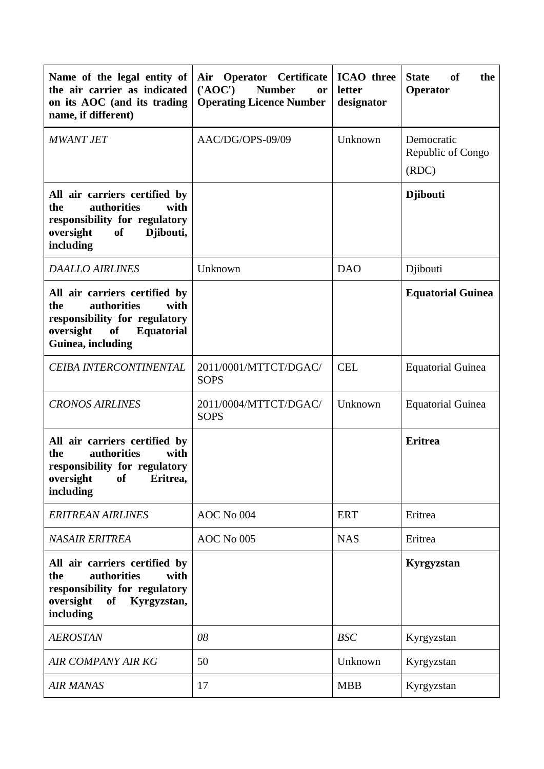| Name of the legal entity of the air carrier as indicated on its AOC (and its trading name, if different) | Air Operator Certificate ('AOC') Number or Operating Licence Number | ICAO three letter designator | State of the Operator |
|---|---|---|---|
| *MWANT JET* | AAC/DG/OPS-09/09 | Unknown | Democratic Republic of Congo (RDC) |
| **All air carriers certified by the authorities with responsibility for regulatory oversight of Djibouti, including** | | | **Djibouti** |
| *DAALLO AIRLINES* | Unknown | DAO | Djibouti |
| **All air carriers certified by the authorities with responsibility for regulatory oversight of Equatorial Guinea, including** | | | **Equatorial Guinea** |
| *CEIBA INTERCONTINENTAL* | 2011/0001/MTTCT/DGAC/SOPS | CEL | Equatorial Guinea |
| *CRONOS AIRLINES* | 2011/0004/MTTCT/DGAC/SOPS | Unknown | Equatorial Guinea |
| **All air carriers certified by the authorities with responsibility for regulatory oversight of Eritrea, including** | | | **Eritrea** |
| *ERITREAN AIRLINES* | AOC No 004 | ERT | Eritrea |
| *NASAIR ERITREA* | AOC No 005 | NAS | Eritrea |
| **All air carriers certified by the authorities with responsibility for regulatory oversight of Kyrgyzstan, including** | | | **Kyrgyzstan** |
| *AEROSTAN* | *08* | *BSC* | Kyrgyzstan |
| *AIR COMPANY AIR KG* | 50 | Unknown | Kyrgyzstan |
| *AIR MANAS* | 17 | MBB | Kyrgyzstan |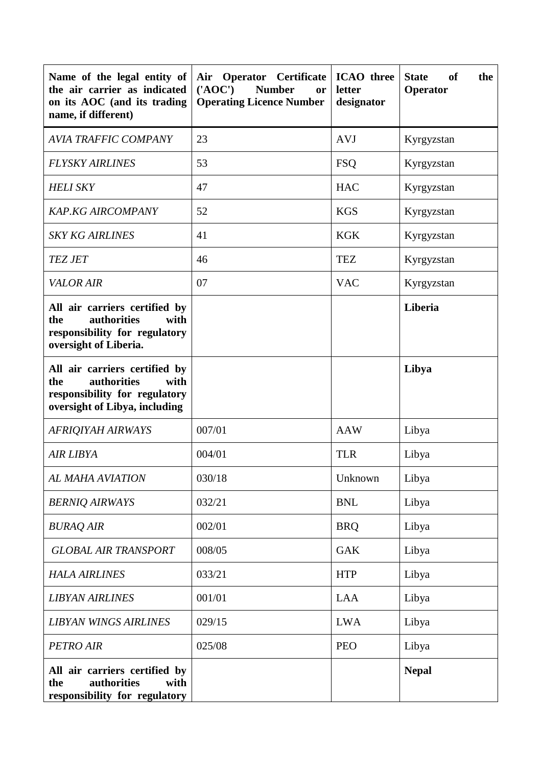| **Name of the legal entity of the air carrier as indicated on its AOC (and its trading name, if different)** | **Air Operator Certificate ('AOC') Number or Operating Licence Number** | **ICAO three letter designator** | **State of the Operator** |
|---|---|---|---|
| *AVIA TRAFFIC COMPANY* | 23 | AVJ | Kyrgyzstan |
| *FLYSKY AIRLINES* | 53 | FSQ | Kyrgyzstan |
| *HELI SKY* | 47 | HAC | Kyrgyzstan |
| *KAP.KG AIRCOMPANY* | 52 | KGS | Kyrgyzstan |
| *SKY KG AIRLINES* | 41 | KGK | Kyrgyzstan |
| *TEZ JET* | 46 | TEZ | Kyrgyzstan |
| *VALOR AIR* | 07 | VAC | Kyrgyzstan |
| **All air carriers certified by the authorities with responsibility for regulatory oversight of Liberia.** | | | **Liberia** |
| **All air carriers certified by the authorities with responsibility for regulatory oversight of Libya, including** | | | **Libya** |
| *AFRIQIYAH AIRWAYS* | 007/01 | AAW | Libya |
| *AIR LIBYA* | 004/01 | TLR | Libya |
| *AL MAHA AVIATION* | 030/18 | Unknown | Libya |
| *BERNIQ AIRWAYS* | 032/21 | BNL | Libya |
| *BURAQ AIR* | 002/01 | BRQ | Libya |
| *GLOBAL AIR TRANSPORT* | 008/05 | GAK | Libya |
| *HALA AIRLINES* | 033/21 | HTP | Libya |
| *LIBYAN AIRLINES* | 001/01 | LAA | Libya |
| *LIBYAN WINGS AIRLINES* | 029/15 | LWA | Libya |
| *PETRO AIR* | 025/08 | PEO | Libya |
| **All air carriers certified by the authorities with responsibility for regulatory** | | | **Nepal** |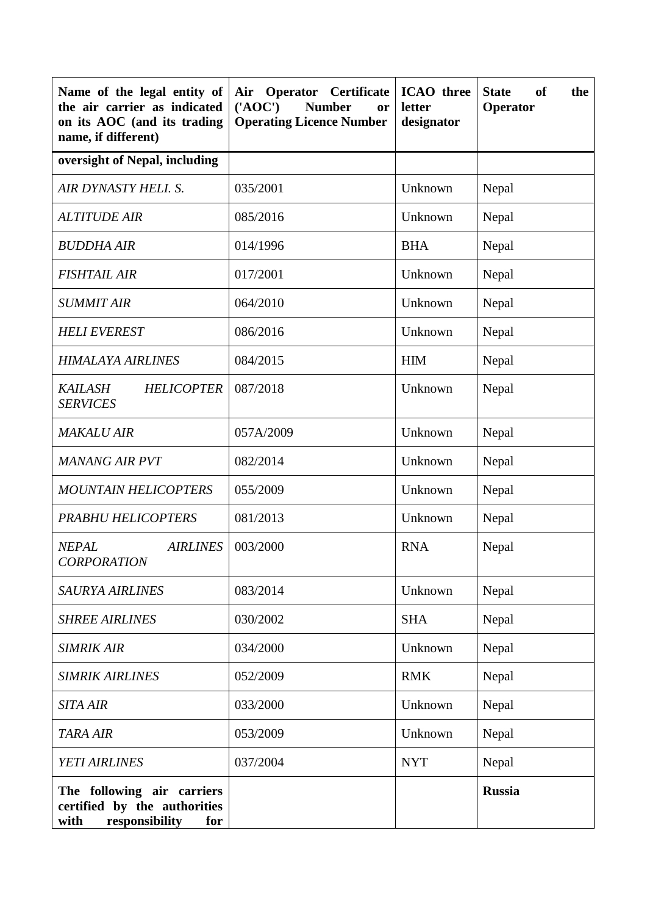| Name of the legal entity of the air carrier as indicated on its AOC (and its trading name, if different) | Air Operator Certificate ('AOC') Number or Operating Licence Number | ICAO three letter designator | State of the Operator |
|---|---|---|---|
| **oversight of Nepal, including** | | | |
| *AIR DYNASTY HELI. S.* | 035/2001 | Unknown | Nepal |
| *ALTITUDE AIR* | 085/2016 | Unknown | Nepal |
| *BUDDHA AIR* | 014/1996 | BHA | Nepal |
| *FISHTAIL AIR* | 017/2001 | Unknown | Nepal |
| *SUMMIT AIR* | 064/2010 | Unknown | Nepal |
| *HELI EVEREST* | 086/2016 | Unknown | Nepal |
| *HIMALAYA AIRLINES* | 084/2015 | HIM | Nepal |
| *KAILASH HELICOPTER SERVICES* | 087/2018 | Unknown | Nepal |
| *MAKALU AIR* | 057A/2009 | Unknown | Nepal |
| *MANANG AIR PVT* | 082/2014 | Unknown | Nepal |
| *MOUNTAIN HELICOPTERS* | 055/2009 | Unknown | Nepal |
| *PRABHU HELICOPTERS* | 081/2013 | Unknown | Nepal |
| *NEPAL AIRLINES CORPORATION* | 003/2000 | RNA | Nepal |
| *SAURYA AIRLINES* | 083/2014 | Unknown | Nepal |
| *SHREE AIRLINES* | 030/2002 | SHA | Nepal |
| *SIMRIK AIR* | 034/2000 | Unknown | Nepal |
| *SIMRIK AIRLINES* | 052/2009 | RMK | Nepal |
| *SITA AIR* | 033/2000 | Unknown | Nepal |
| *TARA AIR* | 053/2009 | Unknown | Nepal |
| *YETI AIRLINES* | 037/2004 | NYT | Nepal |
| **The following air carriers certified by the authorities with responsibility for** | | | **Russia** |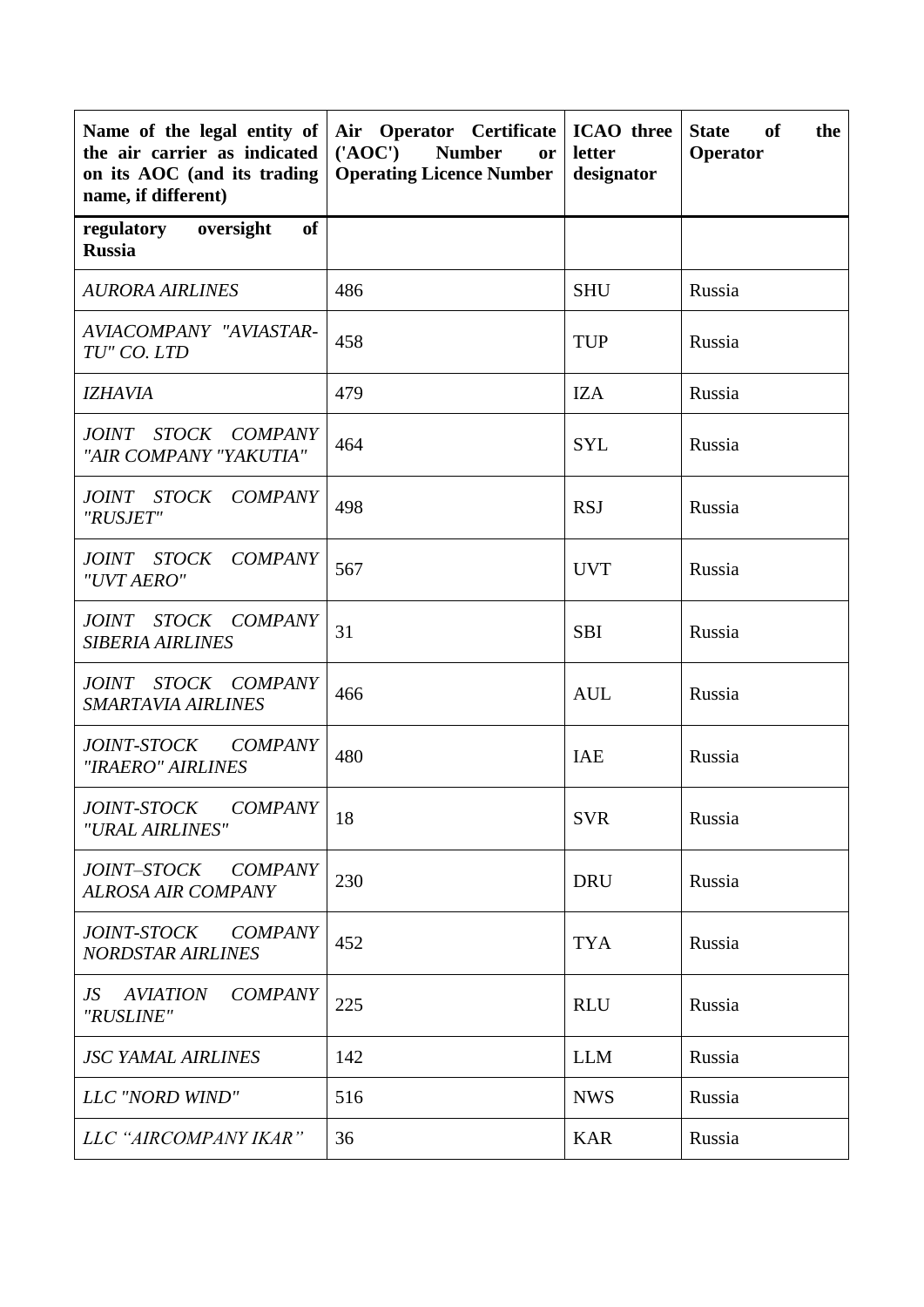| Name of the legal entity of the air carrier as indicated on its AOC (and its trading name, if different) | Air Operator Certificate ('AOC') Number or Operating Licence Number | ICAO three letter designator | State of the Operator |
|---|---|---|---|
| **regulatory oversight of Russia** | | | |
| *AURORA AIRLINES* | 486 | SHU | Russia |
| *AVIACOMPANY "AVIASTAR-TU" CO. LTD* | 458 | TUP | Russia |
| *IZHAVIA* | 479 | IZA | Russia |
| *JOINT STOCK COMPANY "AIR COMPANY "YAKUTIA"* | 464 | SYL | Russia |
| *JOINT STOCK COMPANY "RUSJET"* | 498 | RSJ | Russia |
| *JOINT STOCK COMPANY "UVT AERO"* | 567 | UVT | Russia |
| *JOINT STOCK COMPANY SIBERIA AIRLINES* | 31 | SBI | Russia |
| *JOINT STOCK COMPANY SMARTAVIA AIRLINES* | 466 | AUL | Russia |
| *JOINT-STOCK COMPANY "IRAERO" AIRLINES* | 480 | IAE | Russia |
| *JOINT-STOCK COMPANY "URAL AIRLINES"* | 18 | SVR | Russia |
| *JOINT–STOCK COMPANY ALROSA AIR COMPANY* | 230 | DRU | Russia |
| *JOINT-STOCK COMPANY NORDSTAR AIRLINES* | 452 | TYA | Russia |
| *JS AVIATION COMPANY "RUSLINE"* | 225 | RLU | Russia |
| *JSC YAMAL AIRLINES* | 142 | LLM | Russia |
| *LLC "NORD WIND"* | 516 | NWS | Russia |
| *LLC "AIRCOMPANY IKAR"* | 36 | KAR | Russia |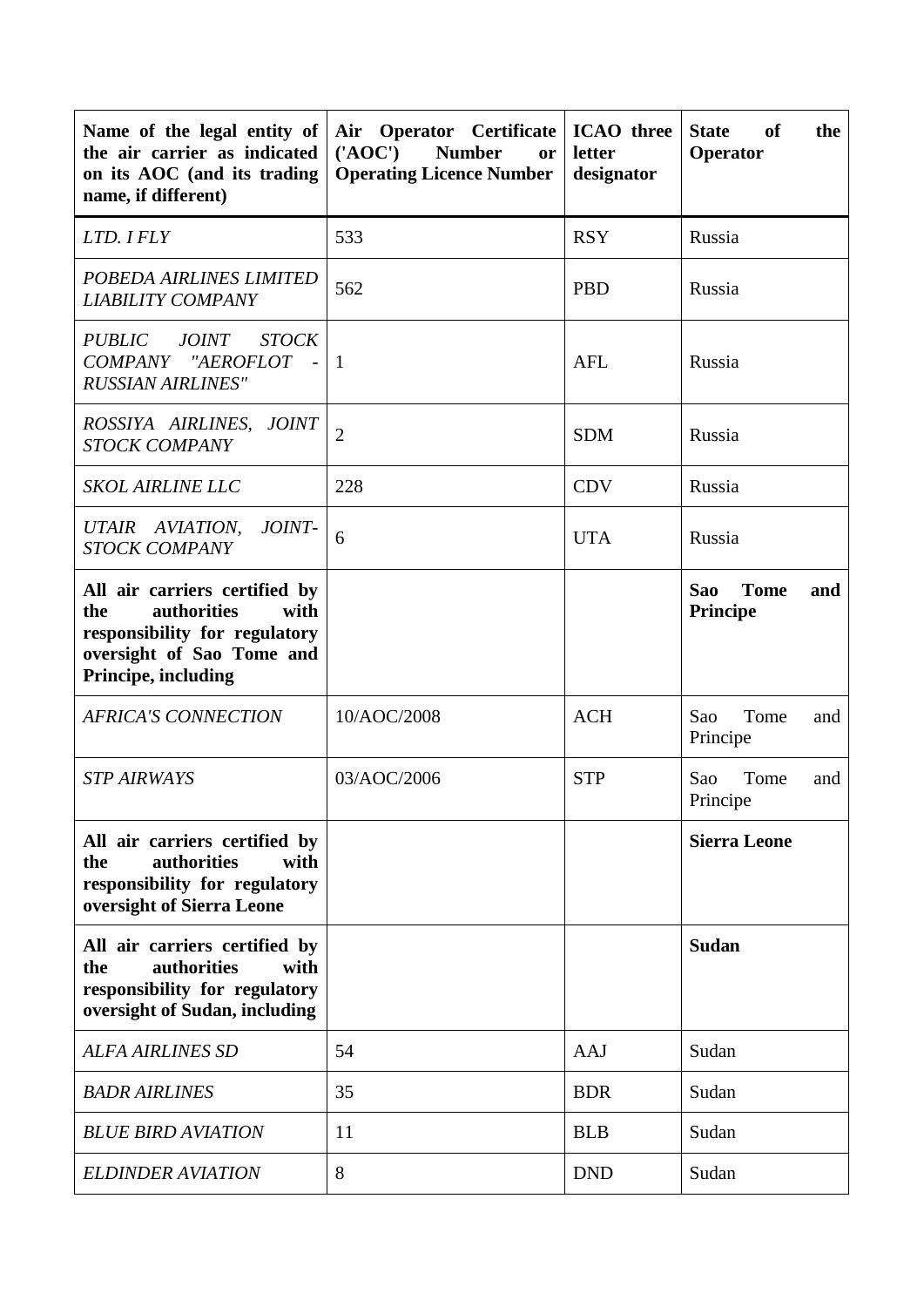| **Name of the legal entity of the air carrier as indicated on its AOC (and its trading name, if different)** | **Air Operator Certificate ('AOC') Number or Operating Licence Number** | **ICAO three letter designator** | **State of the Operator** |
|---|---|---|---|
| *LTD. I FLY* | 533 | RSY | Russia |
| *POBEDA AIRLINES LIMITED LIABILITY COMPANY* | 562 | PBD | Russia |
| *PUBLIC JOINT STOCK COMPANY "AEROFLOT - RUSSIAN AIRLINES"* | 1 | AFL | Russia |
| *ROSSIYA AIRLINES, JOINT STOCK COMPANY* | 2 | SDM | Russia |
| *SKOL AIRLINE LLC* | 228 | CDV | Russia |
| *UTAIR AVIATION, JOINT-STOCK COMPANY* | 6 | UTA | Russia |
| **All air carriers certified by the authorities with responsibility for regulatory oversight of Sao Tome and Principe, including** | | | **Sao Tome and Principe** |
| *AFRICA'S CONNECTION* | 10/AOC/2008 | ACH | Sao Tome and Principe |
| *STP AIRWAYS* | 03/AOC/2006 | STP | Sao Tome and Principe |
| **All air carriers certified by the authorities with responsibility for regulatory oversight of Sierra Leone** | | | **Sierra Leone** |
| **All air carriers certified by the authorities with responsibility for regulatory oversight of Sudan, including** | | | **Sudan** |
| *ALFA AIRLINES SD* | 54 | AAJ | Sudan |
| *BADR AIRLINES* | 35 | BDR | Sudan |
| *BLUE BIRD AVIATION* | 11 | BLB | Sudan |
| *ELDINDER AVIATION* | 8 | DND | Sudan |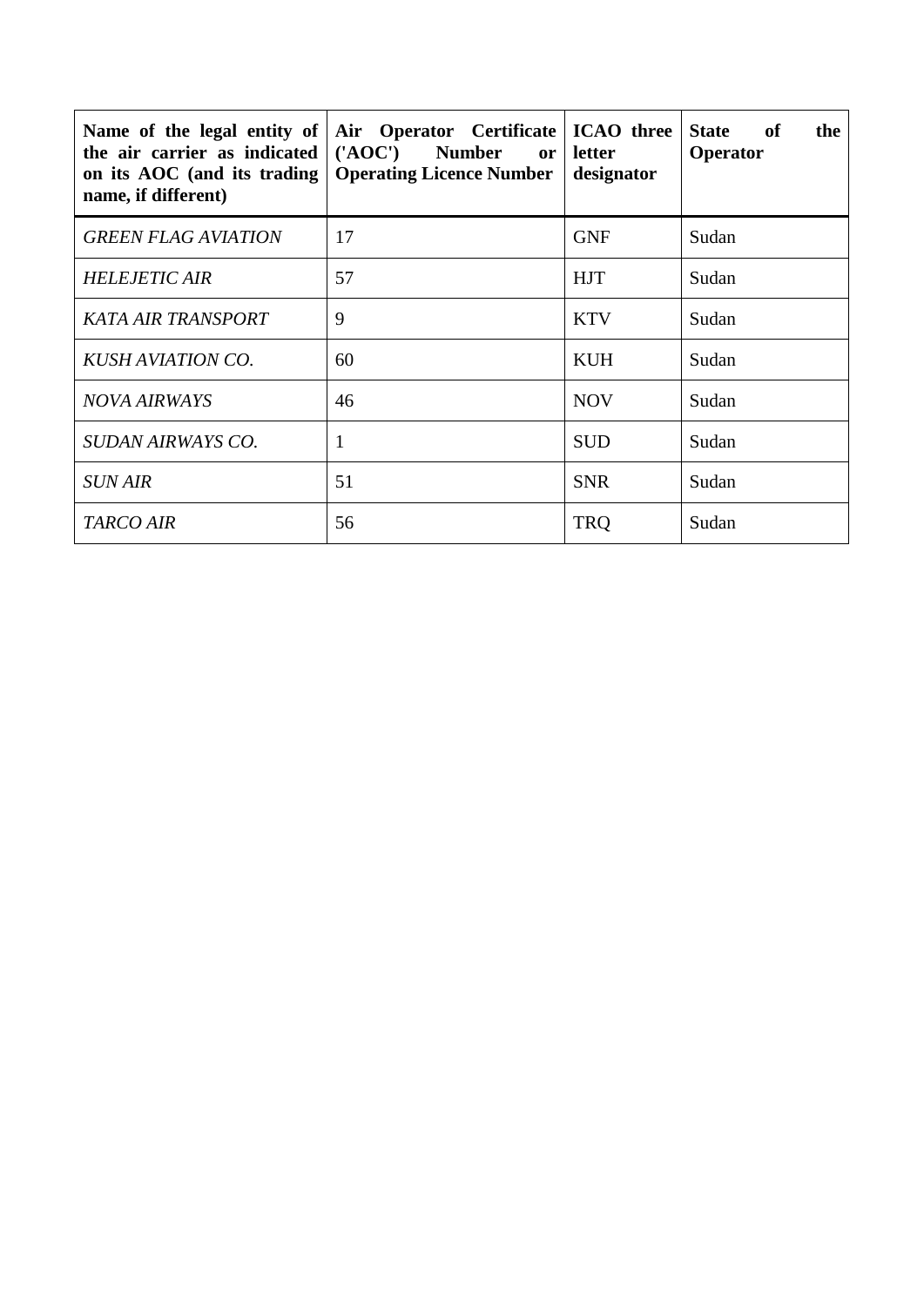| **Name of the legal entity of the air carrier as indicated on its AOC (and its trading name, if different)** | **Air Operator Certificate ('AOC') Number or Operating Licence Number** | **ICAO three letter designator** | **State of the Operator** |
|---|---|---|---|
| *GREEN FLAG AVIATION* | 17 | GNF | Sudan |
| *HELEJETIC AIR* | 57 | HJT | Sudan |
| *KATA AIR TRANSPORT* | 9 | KTV | Sudan |
| *KUSH AVIATION CO.* | 60 | KUH | Sudan |
| *NOVA AIRWAYS* | 46 | NOV | Sudan |
| *SUDAN AIRWAYS CO.* | 1 | SUD | Sudan |
| *SUN AIR* | 51 | SNR | Sudan |
| *TARCO AIR* | 56 | TRQ | Sudan |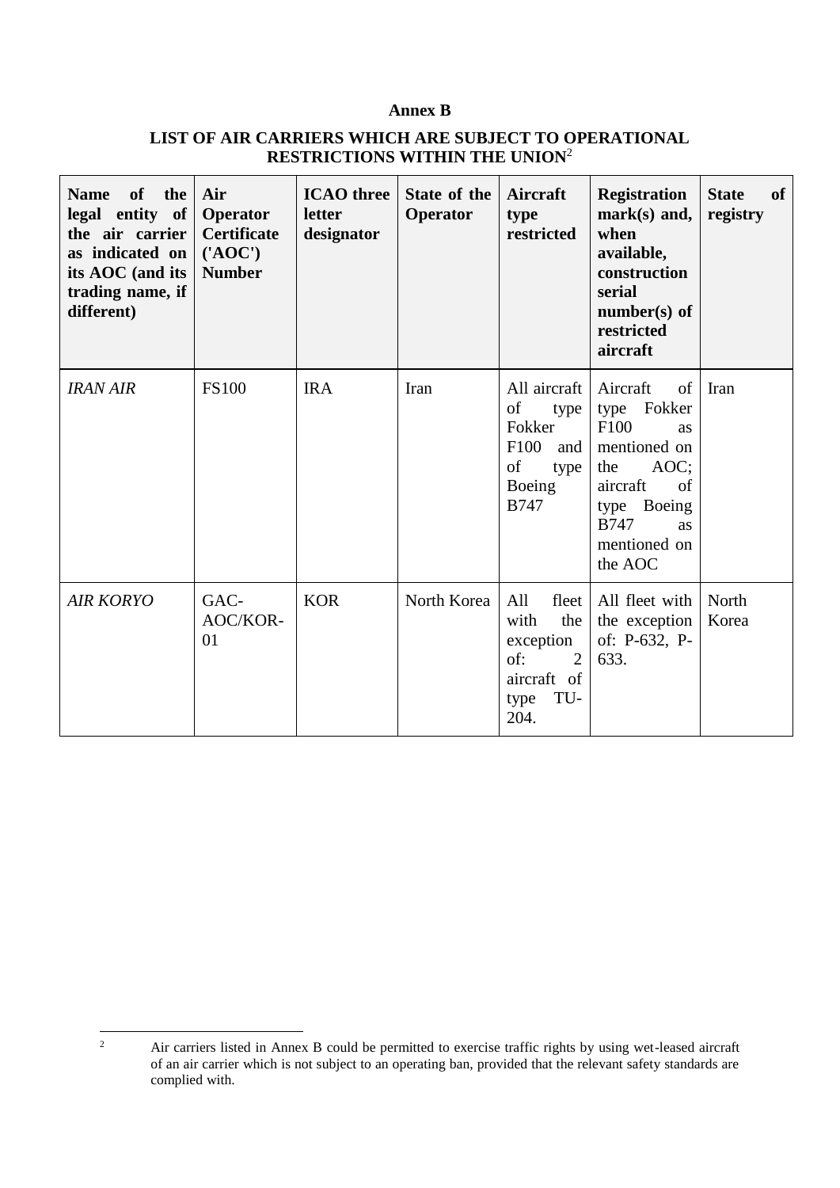**Annex B**

**LIST OF AIR CARRIERS WHICH ARE SUBJECT TO OPERATIONAL RESTRICTIONS WITHIN THE UNION**[2]

| **Name of the legal entity of the air carrier as indicated on its AOC (and its trading name, if different)** | **Air Operator Certificate ('AOC') Number** | **ICAO three letter designator** | **State of the Operator** | **Aircraft type restricted** | **Registration mark(s) and, when available, construction serial number(s) of restricted aircraft** | **State of registry** |
|---|---|---|---|---|---|---|
| *IRAN AIR* | FS100 | IRA | Iran | All aircraft of type Fokker F100 and of type Boeing B747 | Aircraft of type Fokker F100 as mentioned on the AOC; aircraft of type Boeing B747 as mentioned on the AOC | Iran |
| *AIR KORYO* | GAC-AOC/KOR-01 | KOR | North Korea | All fleet with the exception of: 2 aircraft of type TU-204. | All fleet with the exception of: P-632, P-633. | North Korea |

[2] Air carriers listed in Annex B could be permitted to exercise traffic rights by using wet-leased aircraft of an air carrier which is not subject to an operating ban, provided that the relevant safety standards are complied with.